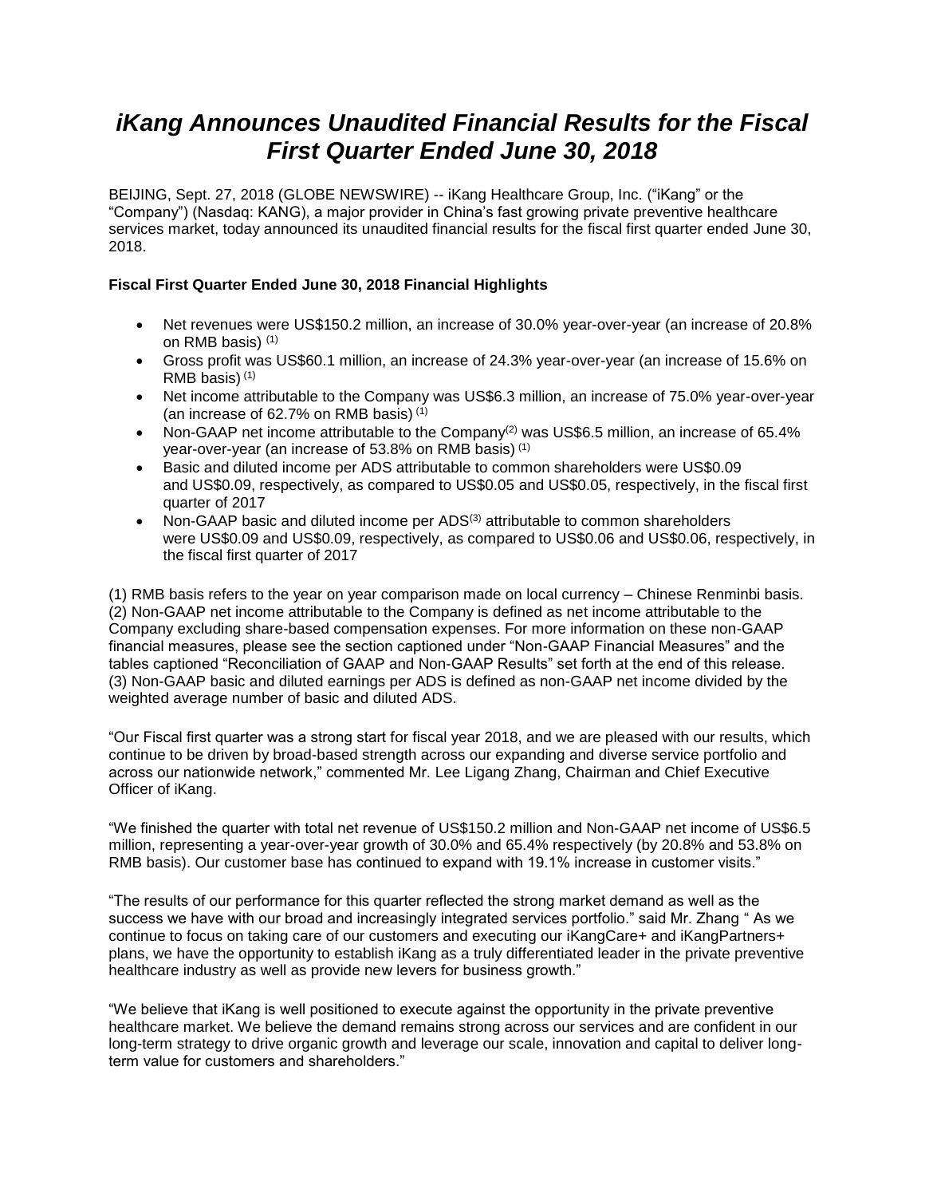# *iKang Announces Unaudited Financial Results for the Fiscal First Quarter Ended June 30, 2018*

BEIJING, Sept. 27, 2018 (GLOBE NEWSWIRE) -- iKang Healthcare Group, Inc. ("iKang" or the "Company") (Nasdaq: KANG), a major provider in China's fast growing private preventive healthcare services market, today announced its unaudited financial results for the fiscal first quarter ended June 30, 2018.

**Fiscal First Quarter Ended June 30, 2018 Financial Highlights**

- Net revenues were US$150.2 million, an increase of 30.0% year-over-year (an increase of 20.8% on RMB basis) (1)
- Gross profit was US$60.1 million, an increase of 24.3% year-over-year (an increase of 15.6% on RMB basis) (1)
- Net income attributable to the Company was US$6.3 million, an increase of 75.0% year-over-year (an increase of 62.7% on RMB basis) (1)
- Non-GAAP net income attributable to the Company(2) was US$6.5 million, an increase of 65.4% year-over-year (an increase of 53.8% on RMB basis) (1)
- Basic and diluted income per ADS attributable to common shareholders were US$0.09 and US$0.09, respectively, as compared to US$0.05 and US$0.05, respectively, in the fiscal first quarter of 2017
- Non-GAAP basic and diluted income per ADS(3) attributable to common shareholders were US$0.09 and US$0.09, respectively, as compared to US$0.06 and US$0.06, respectively, in the fiscal first quarter of 2017

(1) RMB basis refers to the year on year comparison made on local currency – Chinese Renminbi basis.
(2) Non-GAAP net income attributable to the Company is defined as net income attributable to the Company excluding share-based compensation expenses. For more information on these non-GAAP financial measures, please see the section captioned under "Non-GAAP Financial Measures" and the tables captioned "Reconciliation of GAAP and Non-GAAP Results" set forth at the end of this release.
(3) Non-GAAP basic and diluted earnings per ADS is defined as non-GAAP net income divided by the weighted average number of basic and diluted ADS.

"Our Fiscal first quarter was a strong start for fiscal year 2018, and we are pleased with our results, which continue to be driven by broad-based strength across our expanding and diverse service portfolio and across our nationwide network," commented Mr. Lee Ligang Zhang, Chairman and Chief Executive Officer of iKang.

"We finished the quarter with total net revenue of US$150.2 million and Non-GAAP net income of US$6.5 million, representing a year-over-year growth of 30.0% and 65.4% respectively (by 20.8% and 53.8% on RMB basis). Our customer base has continued to expand with 19.1% increase in customer visits."

"The results of our performance for this quarter reflected the strong market demand as well as the success we have with our broad and increasingly integrated services portfolio." said Mr. Zhang " As we continue to focus on taking care of our customers and executing our iKangCare+ and iKangPartners+ plans, we have the opportunity to establish iKang as a truly differentiated leader in the private preventive healthcare industry as well as provide new levers for business growth."

"We believe that iKang is well positioned to execute against the opportunity in the private preventive healthcare market. We believe the demand remains strong across our services and are confident in our long-term strategy to drive organic growth and leverage our scale, innovation and capital to deliver long-term value for customers and shareholders."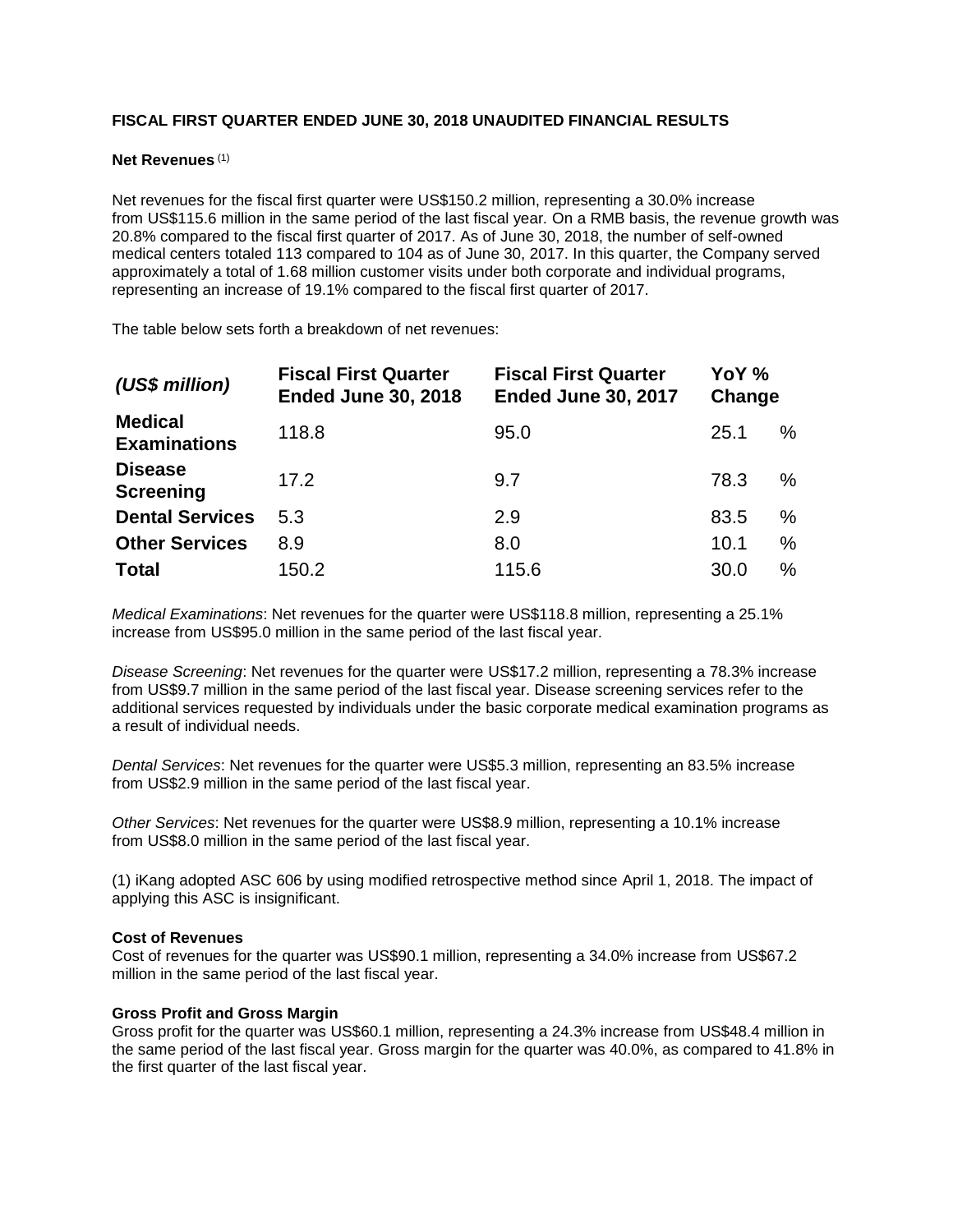**FISCAL FIRST QUARTER ENDED JUNE 30, 2018 UNAUDITED FINANCIAL RESULTS**

**Net Revenues** [(1)]

Net revenues for the fiscal first quarter were US$150.2 million, representing a 30.0% increase from US$115.6 million in the same period of the last fiscal year. On a RMB basis, the revenue growth was 20.8% compared to the fiscal first quarter of 2017. As of June 30, 2018, the number of self-owned medical centers totaled 113 compared to 104 as of June 30, 2017. In this quarter, the Company served approximately a total of 1.68 million customer visits under both corporate and individual programs, representing an increase of 19.1% compared to the fiscal first quarter of 2017.

The table below sets forth a breakdown of net revenues:

| *(US$ million)* | Fiscal First Quarter Ended June 30, 2018 | Fiscal First Quarter Ended June 30, 2017 | YoY % Change |
|---|---|---|---|
| **Medical Examinations** | 118.8 | 95.0 | 25.1 % |
| **Disease Screening** | 17.2 | 9.7 | 78.3 % |
| **Dental Services** | 5.3 | 2.9 | 83.5 % |
| **Other Services** | 8.9 | 8.0 | 10.1 % |
| **Total** | 150.2 | 115.6 | 30.0 % |

*Medical Examinations*: Net revenues for the quarter were US$118.8 million, representing a 25.1% increase from US$95.0 million in the same period of the last fiscal year.

*Disease Screening*: Net revenues for the quarter were US$17.2 million, representing a 78.3% increase from US$9.7 million in the same period of the last fiscal year. Disease screening services refer to the additional services requested by individuals under the basic corporate medical examination programs as a result of individual needs.

*Dental Services*: Net revenues for the quarter were US$5.3 million, representing an 83.5% increase from US$2.9 million in the same period of the last fiscal year.

*Other Services*: Net revenues for the quarter were US$8.9 million, representing a 10.1% increase from US$8.0 million in the same period of the last fiscal year.

(1) iKang adopted ASC 606 by using modified retrospective method since April 1, 2018. The impact of applying this ASC is insignificant.

**Cost of Revenues**

Cost of revenues for the quarter was US$90.1 million, representing a 34.0% increase from US$67.2 million in the same period of the last fiscal year.

**Gross Profit and Gross Margin**

Gross profit for the quarter was US$60.1 million, representing a 24.3% increase from US$48.4 million in the same period of the last fiscal year. Gross margin for the quarter was 40.0%, as compared to 41.8% in the first quarter of the last fiscal year.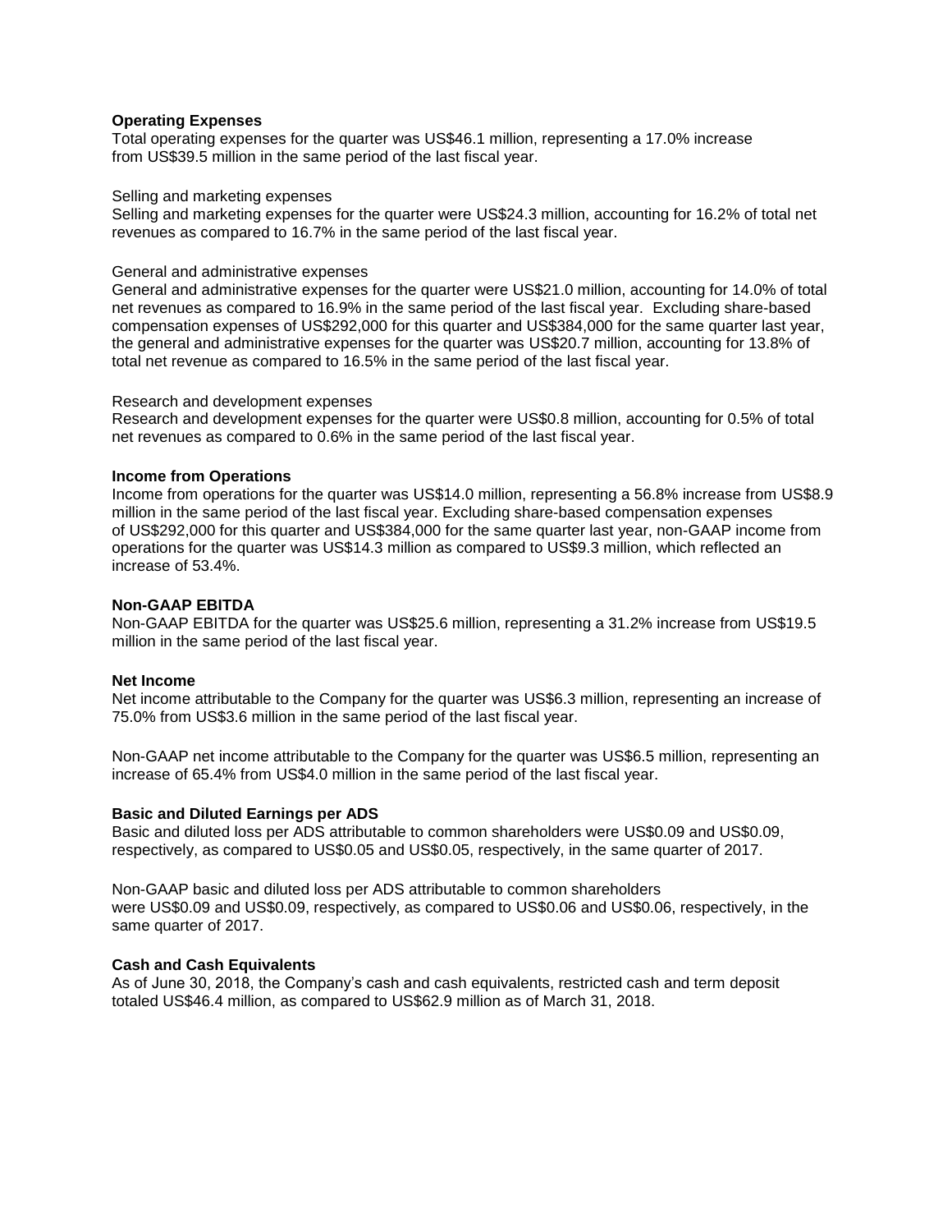**Operating Expenses**
Total operating expenses for the quarter was US$46.1 million, representing a 17.0% increase from US$39.5 million in the same period of the last fiscal year.

Selling and marketing expenses
Selling and marketing expenses for the quarter were US$24.3 million, accounting for 16.2% of total net revenues as compared to 16.7% in the same period of the last fiscal year.

General and administrative expenses
General and administrative expenses for the quarter were US$21.0 million, accounting for 14.0% of total net revenues as compared to 16.9% in the same period of the last fiscal year. Excluding share-based compensation expenses of US$292,000 for this quarter and US$384,000 for the same quarter last year, the general and administrative expenses for the quarter was US$20.7 million, accounting for 13.8% of total net revenue as compared to 16.5% in the same period of the last fiscal year.

Research and development expenses
Research and development expenses for the quarter were US$0.8 million, accounting for 0.5% of total net revenues as compared to 0.6% in the same period of the last fiscal year.

**Income from Operations**
Income from operations for the quarter was US$14.0 million, representing a 56.8% increase from US$8.9 million in the same period of the last fiscal year. Excluding share-based compensation expenses of US$292,000 for this quarter and US$384,000 for the same quarter last year, non-GAAP income from operations for the quarter was US$14.3 million as compared to US$9.3 million, which reflected an increase of 53.4%.

**Non-GAAP EBITDA**
Non-GAAP EBITDA for the quarter was US$25.6 million, representing a 31.2% increase from US$19.5 million in the same period of the last fiscal year.

**Net Income**
Net income attributable to the Company for the quarter was US$6.3 million, representing an increase of 75.0% from US$3.6 million in the same period of the last fiscal year.

Non-GAAP net income attributable to the Company for the quarter was US$6.5 million, representing an increase of 65.4% from US$4.0 million in the same period of the last fiscal year.

**Basic and Diluted Earnings per ADS**
Basic and diluted loss per ADS attributable to common shareholders were US$0.09 and US$0.09, respectively, as compared to US$0.05 and US$0.05, respectively, in the same quarter of 2017.

Non-GAAP basic and diluted loss per ADS attributable to common shareholders were US$0.09 and US$0.09, respectively, as compared to US$0.06 and US$0.06, respectively, in the same quarter of 2017.

**Cash and Cash Equivalents**
As of June 30, 2018, the Company's cash and cash equivalents, restricted cash and term deposit totaled US$46.4 million, as compared to US$62.9 million as of March 31, 2018.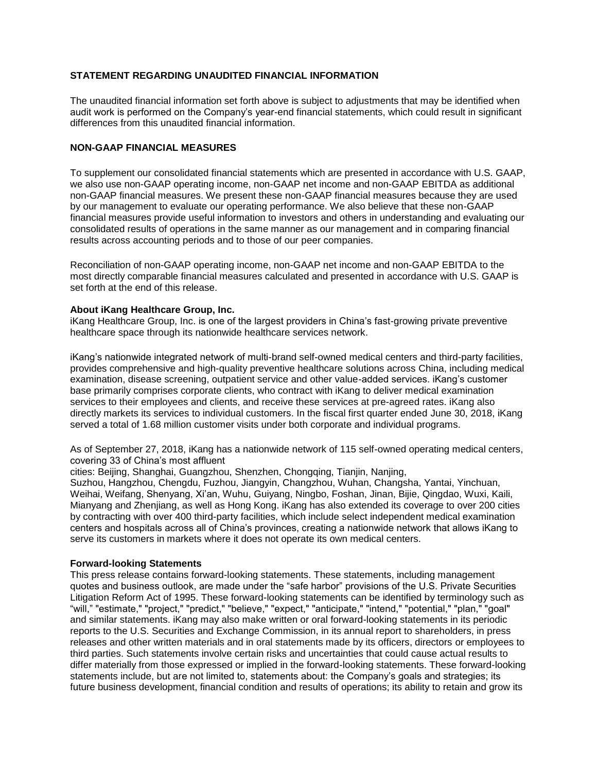## STATEMENT REGARDING UNAUDITED FINANCIAL INFORMATION

The unaudited financial information set forth above is subject to adjustments that may be identified when audit work is performed on the Company's year-end financial statements, which could result in significant differences from this unaudited financial information.

## NON-GAAP FINANCIAL MEASURES

To supplement our consolidated financial statements which are presented in accordance with U.S. GAAP, we also use non-GAAP operating income, non-GAAP net income and non-GAAP EBITDA as additional non-GAAP financial measures. We present these non-GAAP financial measures because they are used by our management to evaluate our operating performance. We also believe that these non-GAAP financial measures provide useful information to investors and others in understanding and evaluating our consolidated results of operations in the same manner as our management and in comparing financial results across accounting periods and to those of our peer companies.

Reconciliation of non-GAAP operating income, non-GAAP net income and non-GAAP EBITDA to the most directly comparable financial measures calculated and presented in accordance with U.S. GAAP is set forth at the end of this release.

**About iKang Healthcare Group, Inc.**

iKang Healthcare Group, Inc. is one of the largest providers in China's fast-growing private preventive healthcare space through its nationwide healthcare services network.

iKang's nationwide integrated network of multi-brand self-owned medical centers and third-party facilities, provides comprehensive and high-quality preventive healthcare solutions across China, including medical examination, disease screening, outpatient service and other value-added services. iKang's customer base primarily comprises corporate clients, who contract with iKang to deliver medical examination services to their employees and clients, and receive these services at pre-agreed rates. iKang also directly markets its services to individual customers. In the fiscal first quarter ended June 30, 2018, iKang served a total of 1.68 million customer visits under both corporate and individual programs.

As of September 27, 2018, iKang has a nationwide network of 115 self-owned operating medical centers, covering 33 of China's most affluent cities: Beijing, Shanghai, Guangzhou, Shenzhen, Chongqing, Tianjin, Nanjing, Suzhou, Hangzhou, Chengdu, Fuzhou, Jiangyin, Changzhou, Wuhan, Changsha, Yantai, Yinchuan, Weihai, Weifang, Shenyang, Xi'an, Wuhu, Guiyang, Ningbo, Foshan, Jinan, Bijie, Qingdao, Wuxi, Kaili, Mianyang and Zhenjiang, as well as Hong Kong. iKang has also extended its coverage to over 200 cities by contracting with over 400 third-party facilities, which include select independent medical examination centers and hospitals across all of China's provinces, creating a nationwide network that allows iKang to serve its customers in markets where it does not operate its own medical centers.

**Forward-looking Statements**

This press release contains forward-looking statements. These statements, including management quotes and business outlook, are made under the "safe harbor" provisions of the U.S. Private Securities Litigation Reform Act of 1995. These forward-looking statements can be identified by terminology such as "will," "estimate," "project," "predict," "believe," "expect," "anticipate," "intend," "potential," "plan," "goal" and similar statements. iKang may also make written or oral forward-looking statements in its periodic reports to the U.S. Securities and Exchange Commission, in its annual report to shareholders, in press releases and other written materials and in oral statements made by its officers, directors or employees to third parties. Such statements involve certain risks and uncertainties that could cause actual results to differ materially from those expressed or implied in the forward-looking statements. These forward-looking statements include, but are not limited to, statements about: the Company's goals and strategies; its future business development, financial condition and results of operations; its ability to retain and grow its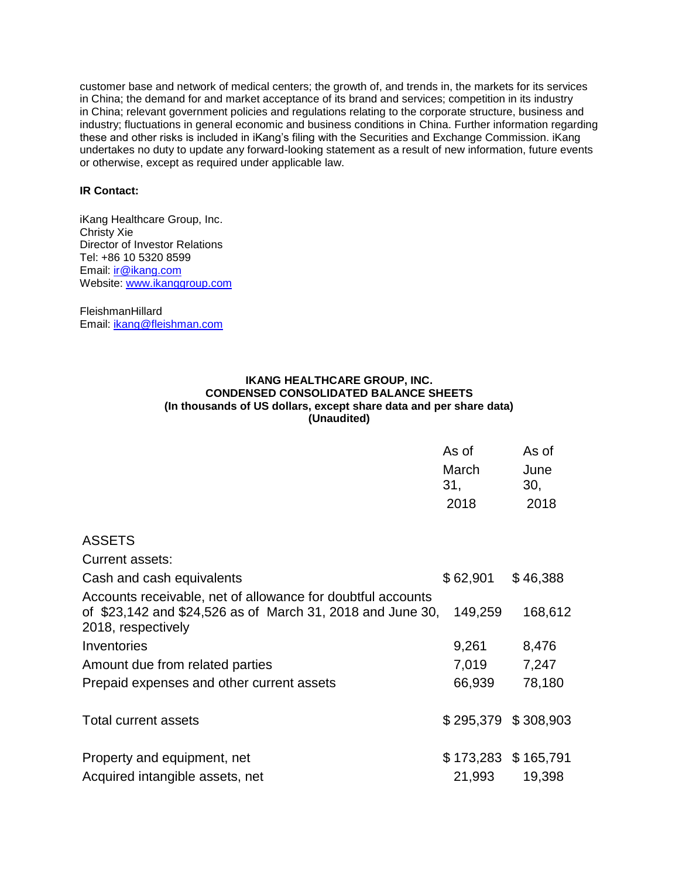customer base and network of medical centers; the growth of, and trends in, the markets for its services in China; the demand for and market acceptance of its brand and services; competition in its industry in China; relevant government policies and regulations relating to the corporate structure, business and industry; fluctuations in general economic and business conditions in China. Further information regarding these and other risks is included in iKang's filing with the Securities and Exchange Commission. iKang undertakes no duty to update any forward-looking statement as a result of new information, future events or otherwise, except as required under applicable law.

**IR Contact:**

iKang Healthcare Group, Inc.
Christy Xie
Director of Investor Relations
Tel: +86 10 5320 8599
Email: ir@ikang.com
Website: www.ikanggroup.com

FleishmanHillard
Email: ikang@fleishman.com

**IKANG HEALTHCARE GROUP, INC.**
**CONDENSED CONSOLIDATED BALANCE SHEETS**
**(In thousands of US dollars, except share data and per share data)**
**(Unaudited)**

| | As of March 31, 2018 | As of June 30, 2018 |
|---|---|---|
| ASSETS | | |
| Current assets: | | |
| Cash and cash equivalents | $ 62,901 | $ 46,388 |
| Accounts receivable, net of allowance for doubtful accounts of $23,142 and $24,526 as of March 31, 2018 and June 30, 2018, respectively | 149,259 | 168,612 |
| Inventories | 9,261 | 8,476 |
| Amount due from related parties | 7,019 | 7,247 |
| Prepaid expenses and other current assets | 66,939 | 78,180 |
| Total current assets | $ 295,379 | $ 308,903 |
| Property and equipment, net | $ 173,283 | $ 165,791 |
| Acquired intangible assets, net | 21,993 | 19,398 |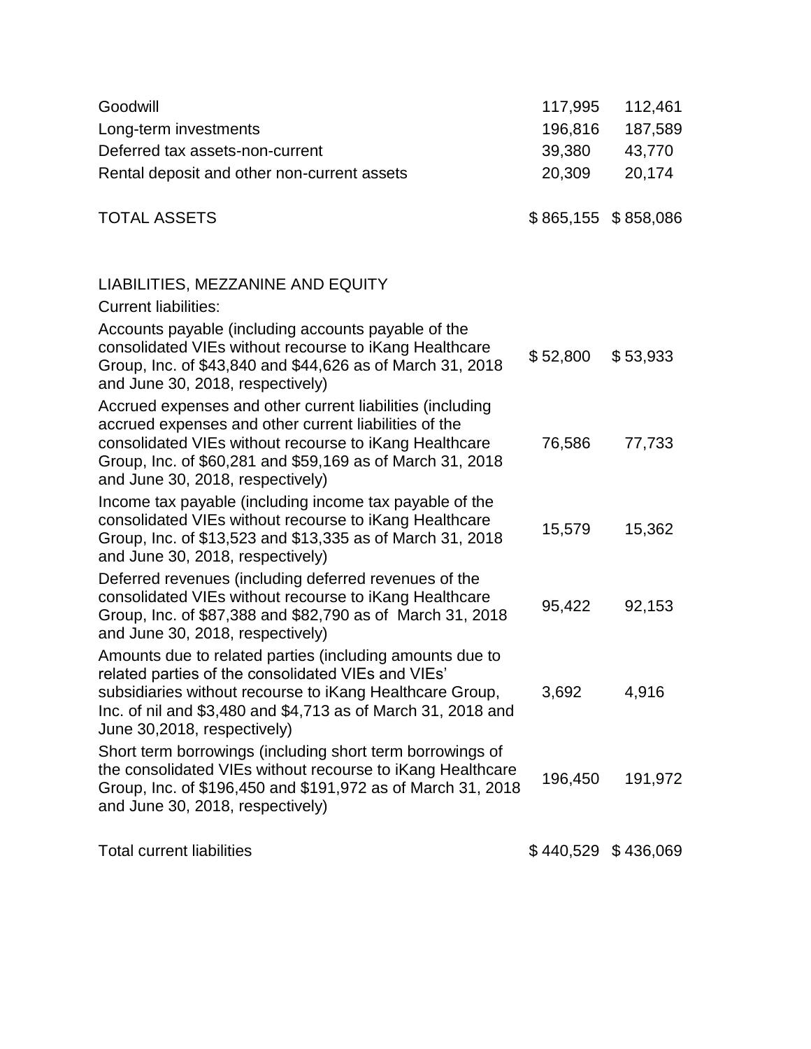| | | |
|---|---|---|
| Goodwill | 117,995 | 112,461 |
| Long-term investments | 196,816 | 187,589 |
| Deferred tax assets-non-current | 39,380 | 43,770 |
| Rental deposit and other non-current assets | 20,309 | 20,174 |
| TOTAL ASSETS | $ 865,155 | $ 858,086 |
| | | |
| LIABILITIES, MEZZANINE AND EQUITY | | |
| Current liabilities: | | |
| Accounts payable (including accounts payable of the consolidated VIEs without recourse to iKang Healthcare Group, Inc. of $43,840 and $44,626 as of March 31, 2018 and June 30, 2018, respectively) | $ 52,800 | $ 53,933 |
| Accrued expenses and other current liabilities (including accrued expenses and other current liabilities of the consolidated VIEs without recourse to iKang Healthcare Group, Inc. of $60,281 and $59,169 as of March 31, 2018 and June 30, 2018, respectively) | 76,586 | 77,733 |
| Income tax payable (including income tax payable of the consolidated VIEs without recourse to iKang Healthcare Group, Inc. of $13,523 and $13,335 as of March 31, 2018 and June 30, 2018, respectively) | 15,579 | 15,362 |
| Deferred revenues (including deferred revenues of the consolidated VIEs without recourse to iKang Healthcare Group, Inc. of $87,388 and $82,790 as of March 31, 2018 and June 30, 2018, respectively) | 95,422 | 92,153 |
| Amounts due to related parties (including amounts due to related parties of the consolidated VIEs and VIEs' subsidiaries without recourse to iKang Healthcare Group, Inc. of nil and $3,480 and $4,713 as of March 31, 2018 and June 30,2018, respectively) | 3,692 | 4,916 |
| Short term borrowings (including short term borrowings of the consolidated VIEs without recourse to iKang Healthcare Group, Inc. of $196,450 and $191,972 as of March 31, 2018 and June 30, 2018, respectively) | 196,450 | 191,972 |
| Total current liabilities | $ 440,529 | $ 436,069 |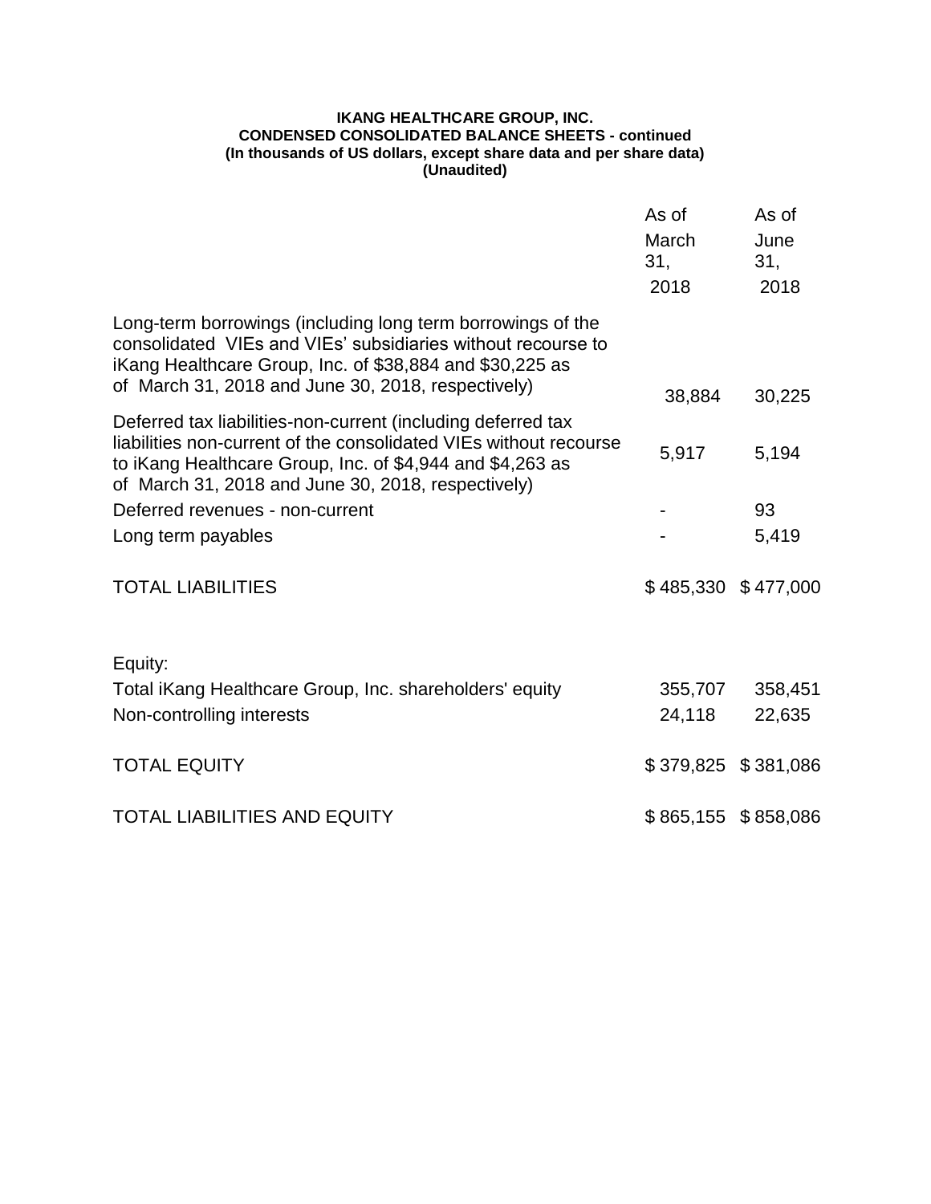**IKANG HEALTHCARE GROUP, INC.**
**CONDENSED CONSOLIDATED BALANCE SHEETS - continued**
**(In thousands of US dollars, except share data and per share data)**
**(Unaudited)**

| | As of March 31, 2018 | As of June 31, 2018 |
|---|---|---|
| Long-term borrowings (including long term borrowings of the consolidated VIEs and VIEs' subsidiaries without recourse to iKang Healthcare Group, Inc. of $38,884 and $30,225 as of March 31, 2018 and June 30, 2018, respectively) | 38,884 | 30,225 |
| Deferred tax liabilities-non-current (including deferred tax liabilities non-current of the consolidated VIEs without recourse to iKang Healthcare Group, Inc. of $4,944 and $4,263 as of March 31, 2018 and June 30, 2018, respectively) | 5,917 | 5,194 |
| Deferred revenues - non-current | - | 93 |
| Long term payables | - | 5,419 |
| TOTAL LIABILITIES | $ 485,330 | $ 477,000 |
| | | |
| Equity: | | |
| Total iKang Healthcare Group, Inc. shareholders' equity | 355,707 | 358,451 |
| Non-controlling interests | 24,118 | 22,635 |
| TOTAL EQUITY | $ 379,825 | $ 381,086 |
| TOTAL LIABILITIES AND EQUITY | $ 865,155 | $ 858,086 |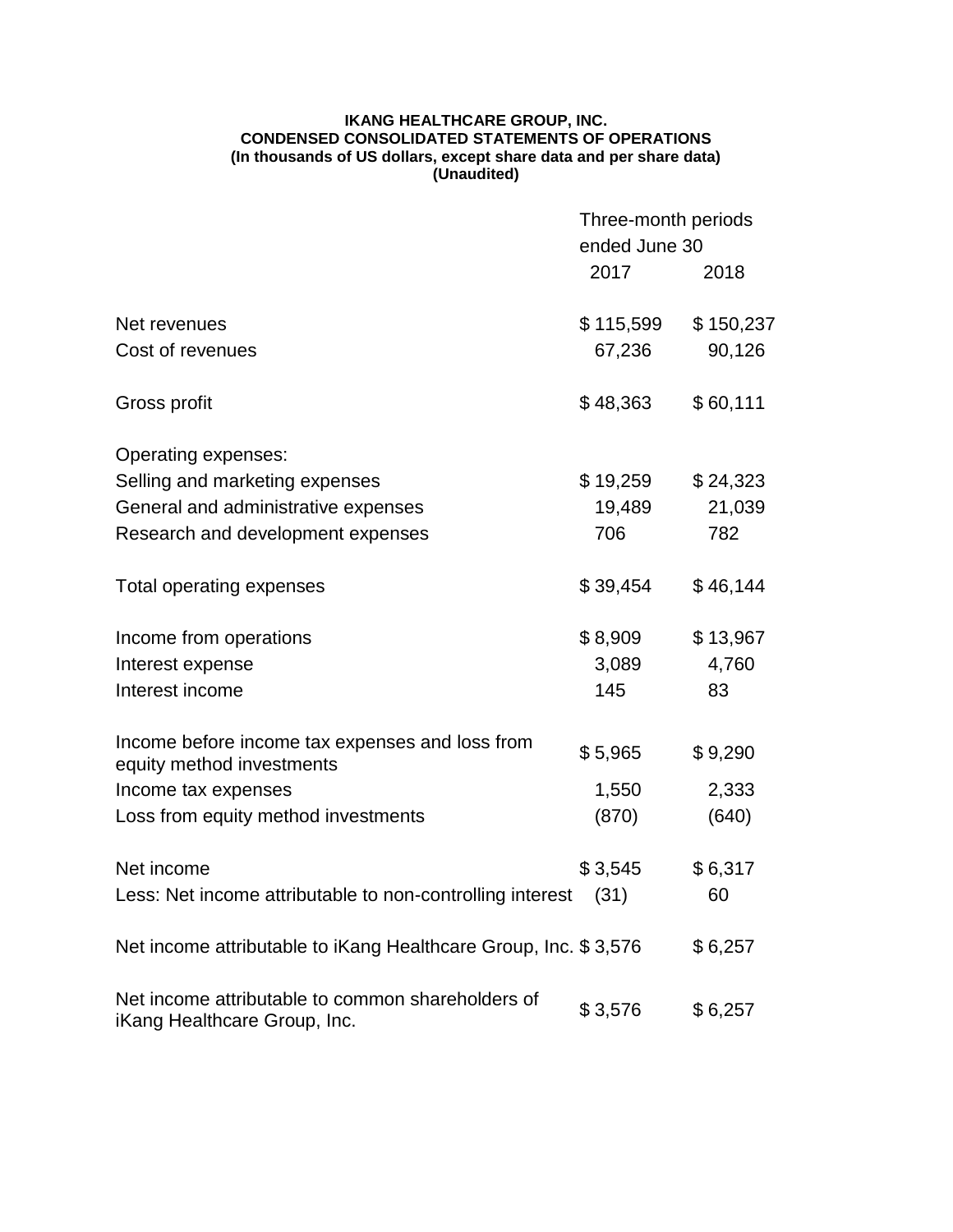**IKANG HEALTHCARE GROUP, INC.**
**CONDENSED CONSOLIDATED STATEMENTS OF OPERATIONS**
**(In thousands of US dollars, except share data and per share data)**
**(Unaudited)**

| | Three-month periods ended June 30 | |
|---|---|---|
| | 2017 | 2018 |
| Net revenues | $ 115,599 | $ 150,237 |
| Cost of revenues | 67,236 | 90,126 |
| Gross profit | $ 48,363 | $ 60,111 |
| Operating expenses: | | |
| Selling and marketing expenses | $ 19,259 | $ 24,323 |
| General and administrative expenses | 19,489 | 21,039 |
| Research and development expenses | 706 | 782 |
| Total operating expenses | $ 39,454 | $ 46,144 |
| Income from operations | $ 8,909 | $ 13,967 |
| Interest expense | 3,089 | 4,760 |
| Interest income | 145 | 83 |
| Income before income tax expenses and loss from equity method investments | $ 5,965 | $ 9,290 |
| Income tax expenses | 1,550 | 2,333 |
| Loss from equity method investments | (870) | (640) |
| Net income | $ 3,545 | $ 6,317 |
| Less: Net income attributable to non-controlling interest | (31) | 60 |
| Net income attributable to iKang Healthcare Group, Inc. | $ 3,576 | $ 6,257 |
| Net income attributable to common shareholders of iKang Healthcare Group, Inc. | $ 3,576 | $ 6,257 |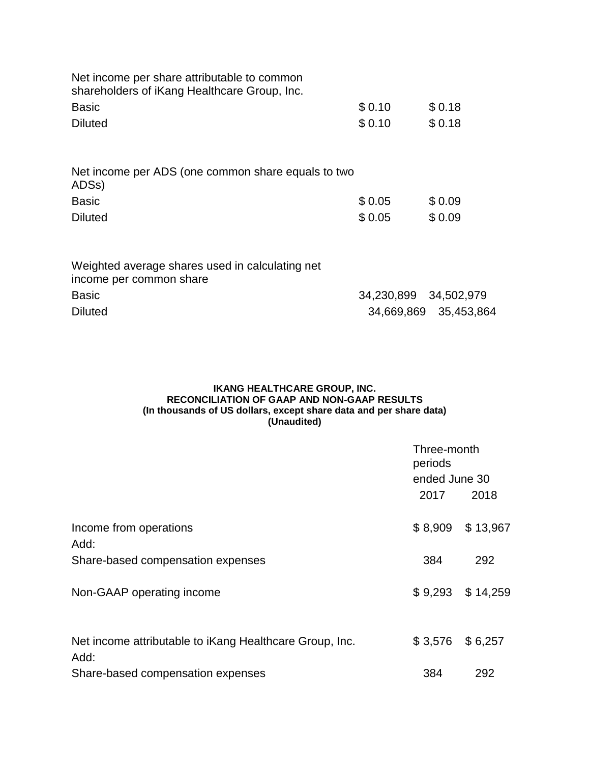| | | |
|---|---|---|
| Net income per share attributable to common shareholders of iKang Healthcare Group, Inc. | | |
| Basic | $ 0.10 | $ 0.18 |
| Diluted | $ 0.10 | $ 0.18 |
| | | |
| Net income per ADS (one common share equals to two ADSs) | | |
| Basic | $ 0.05 | $ 0.09 |
| Diluted | $ 0.05 | $ 0.09 |
| | | |
| Weighted average shares used in calculating net income per common share | | |
| Basic | 34,230,899 | 34,502,979 |
| Diluted | 34,669,869 | 35,453,864 |

**IKANG HEALTHCARE GROUP, INC.**
**RECONCILIATION OF GAAP AND NON-GAAP RESULTS**
**(In thousands of US dollars, except share data and per share data)**
**(Unaudited)**

| | Three-month periods ended June 30 | |
|---|---|---|
| | 2017 | 2018 |
| Income from operations | $ 8,909 | $ 13,967 |
| Add: | | |
| Share-based compensation expenses | 384 | 292 |
| Non-GAAP operating income | $ 9,293 | $ 14,259 |
| | | |
| Net income attributable to iKang Healthcare Group, Inc. | $ 3,576 | $ 6,257 |
| Add: | | |
| Share-based compensation expenses | 384 | 292 |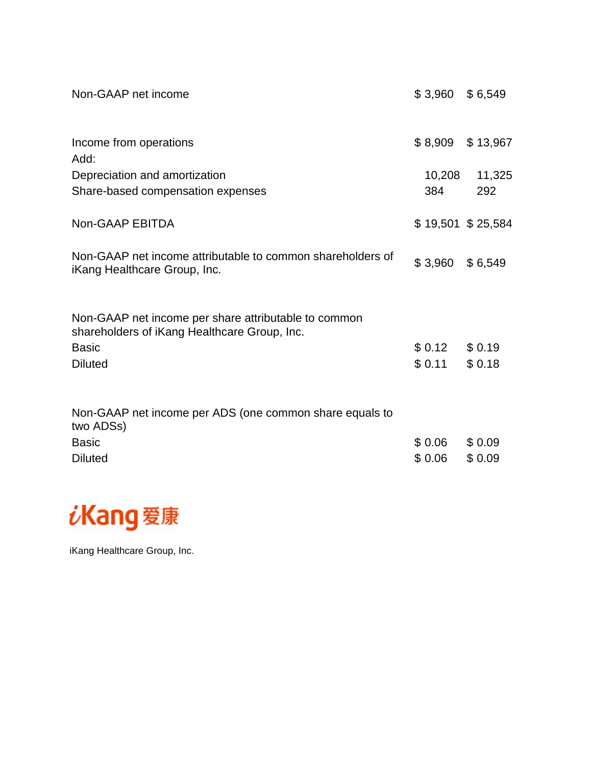| | | |
|---|---|---|
| Non-GAAP net income | $ 3,960 | $ 6,549 |
| | | |
| Income from operations | $ 8,909 | $ 13,967 |
| Add: | | |
| Depreciation and amortization | 10,208 | 11,325 |
| Share-based compensation expenses | 384 | 292 |
| | | |
| Non-GAAP EBITDA | $ 19,501 | $ 25,584 |
| | | |
| Non-GAAP net income attributable to common shareholders of iKang Healthcare Group, Inc. | $ 3,960 | $ 6,549 |
| | | |
| Non-GAAP net income per share attributable to common shareholders of iKang Healthcare Group, Inc. | | |
| Basic | $ 0.12 | $ 0.19 |
| Diluted | $ 0.11 | $ 0.18 |
| | | |
| Non-GAAP net income per ADS (one common share equals to two ADSs) | | |
| Basic | $ 0.06 | $ 0.09 |
| Diluted | $ 0.06 | $ 0.09 |

iKang 爱康

iKang Healthcare Group, Inc.